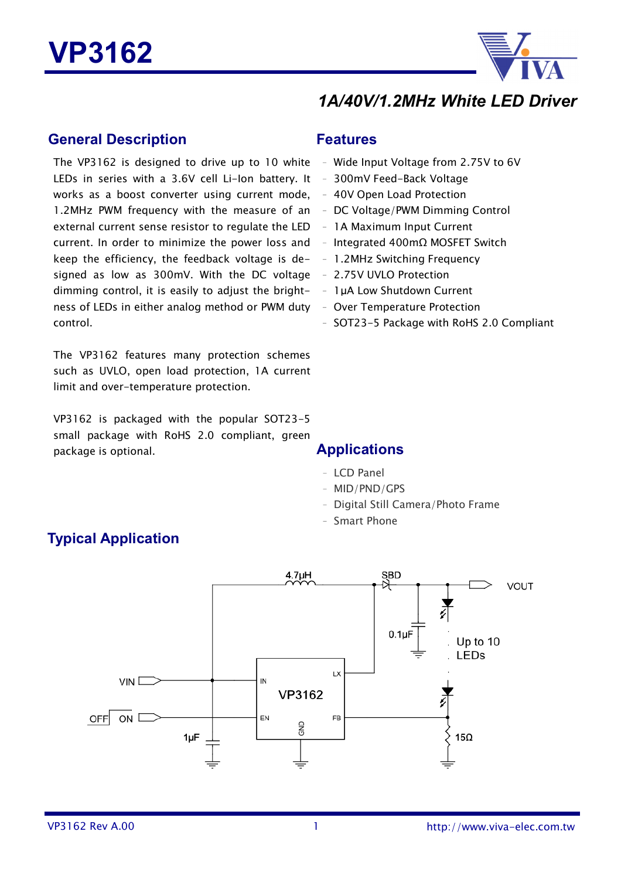# VP3162

## 1A/40V/1.2MHz White LED Driver

## General Description

The VP3162 is designed to drive up to 10 white LEDs in series with a 3.6V cell Li-Ion battery. It works as a boost converter using current mode, 1.2MHz PWM frequency with the measure of an external current sense resistor to regulate the LED current. In order to minimize the power loss and keep the efficiency, the feedback voltage is designed as low as 300mV. With the DC voltage dimming control, it is easily to adjust the brightness of LEDs in either analog method or PWM duty control.

The VP3162 features many protection schemes such as UVLO, open load protection, 1A current limit and over-temperature protection.

VP3162 is packaged with the popular SOT23-5 small package with RoHS 2.0 compliant, green package is optional.

## Features

- Wide Input Voltage from 2.75V to 6V
- 300mV Feed-Back Voltage
- 40V Open Load Protection
- DC Voltage/PWM Dimming Control
- 1A Maximum Input Current
- Integrated 400mΩ MOSFET Switch
- 1.2MHz Switching Frequency
- 2.75V UVLO Protection
- 1μA Low Shutdown Current
- Over Temperature Protection
- SOT23-5 Package with RoHS 2.0 Compliant

## Applications

- LCD Panel
- MID/PND/GPS
- Digital Still Camera/Photo Frame
- Smart Phone

## Typical Application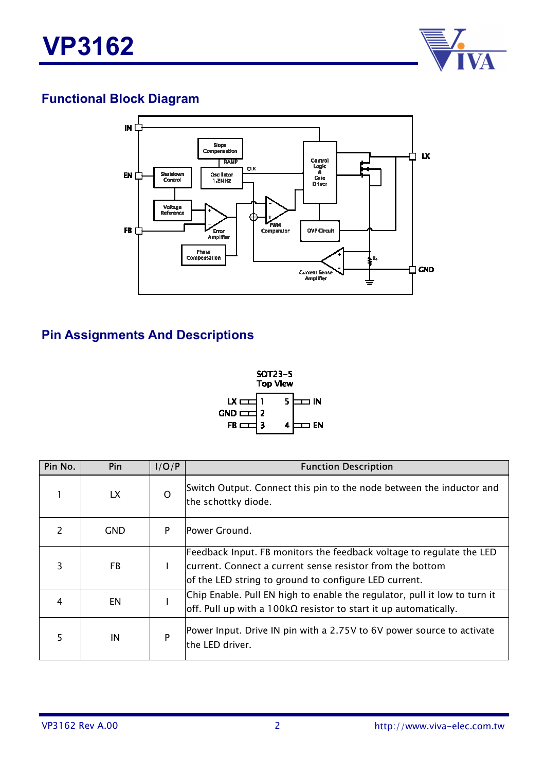## Functional Block Diagram

## Pin Assignments And Descriptions

SOT23-5
Top View

| Pin No. | Pin | I/O/P | Function Description |
|---|---|---|---|
| 1 | LX | O | Switch Output. Connect this pin to the node between the inductor and the schottky diode. |
| 2 | GND | P | Power Ground. |
| 3 | FB | I | Feedback Input. FB monitors the feedback voltage to regulate the LED current. Connect a current sense resistor from the bottom of the LED string to ground to configure LED current. |
| 4 | EN | I | Chip Enable. Pull EN high to enable the regulator, pull it low to turn it off. Pull up with a 100kΩ resistor to start it up automatically. |
| 5 | IN | P | Power Input. Drive IN pin with a 2.75V to 6V power source to activate the LED driver. |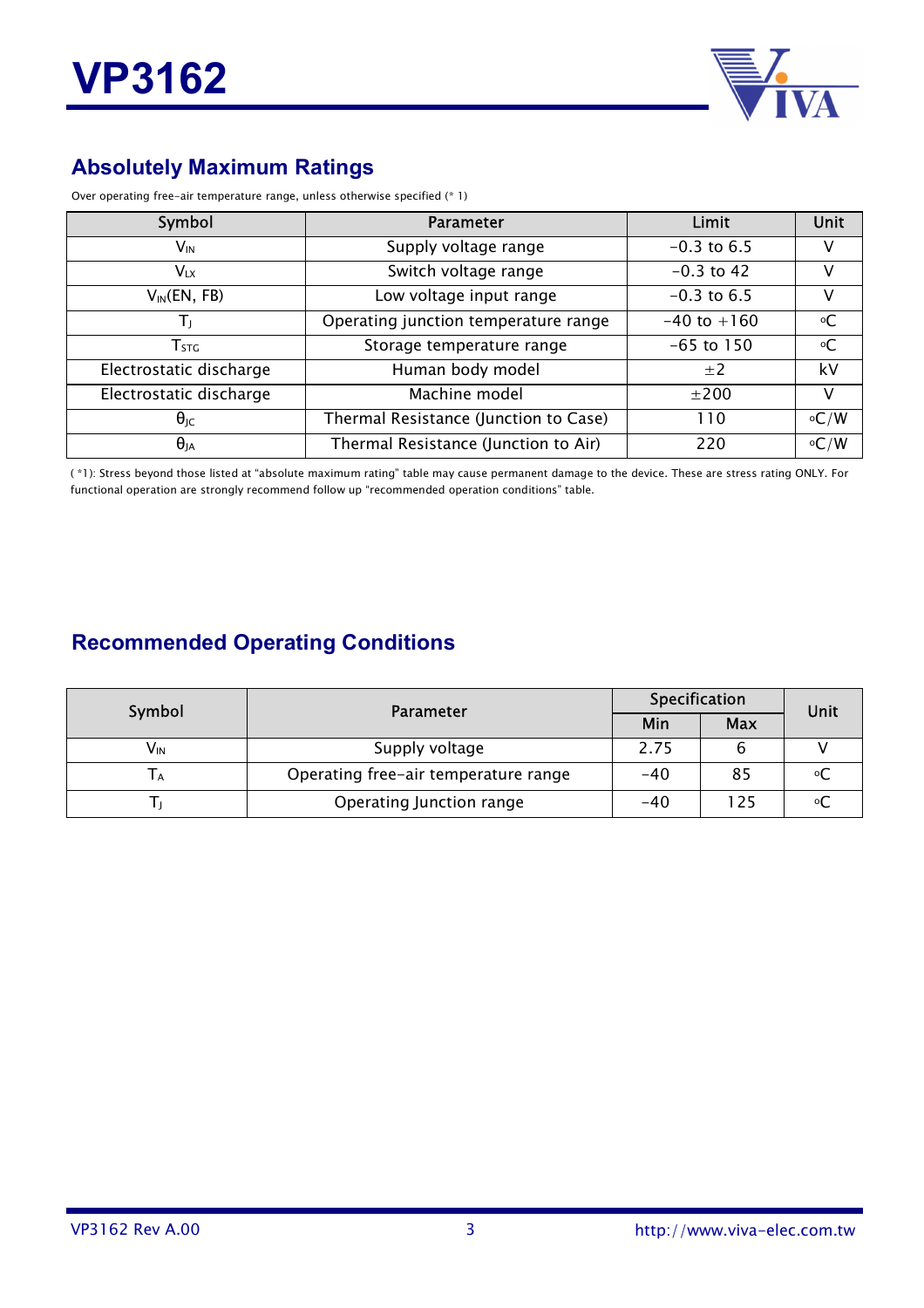## Absolutely Maximum Ratings

Over operating free-air temperature range, unless otherwise specified (* 1)

| Symbol | Parameter | Limit | Unit |
|---|---|---|---|
| $V_{IN}$ | Supply voltage range | -0.3 to 6.5 | V |
| $V_{LX}$ | Switch voltage range | -0.3 to 42 | V |
| $V_{IN}$(EN, FB) | Low voltage input range | -0.3 to 6.5 | V |
| $T_J$ | Operating junction temperature range | -40 to +160 | °C |
| $T_{STG}$ | Storage temperature range | -65 to 150 | °C |
| Electrostatic discharge | Human body model | ±2 | kV |
| Electrostatic discharge | Machine model | ±200 | V |
| $\theta_{JC}$ | Thermal Resistance (Junction to Case) | 110 | °C/W |
| $\theta_{JA}$ | Thermal Resistance (Junction to Air) | 220 | °C/W |

( *1): Stress beyond those listed at "absolute maximum rating" table may cause permanent damage to the device. These are stress rating ONLY. For functional operation are strongly recommend follow up "recommended operation conditions" table.

## Recommended Operating Conditions

| Symbol | Parameter | Specification | | Unit |
|---|---|---|---|---|
| | | Min | Max | |
| $V_{IN}$ | Supply voltage | 2.75 | 6 | V |
| $T_A$ | Operating free-air temperature range | -40 | 85 | °C |
| $T_J$ | Operating Junction range | -40 | 125 | °C |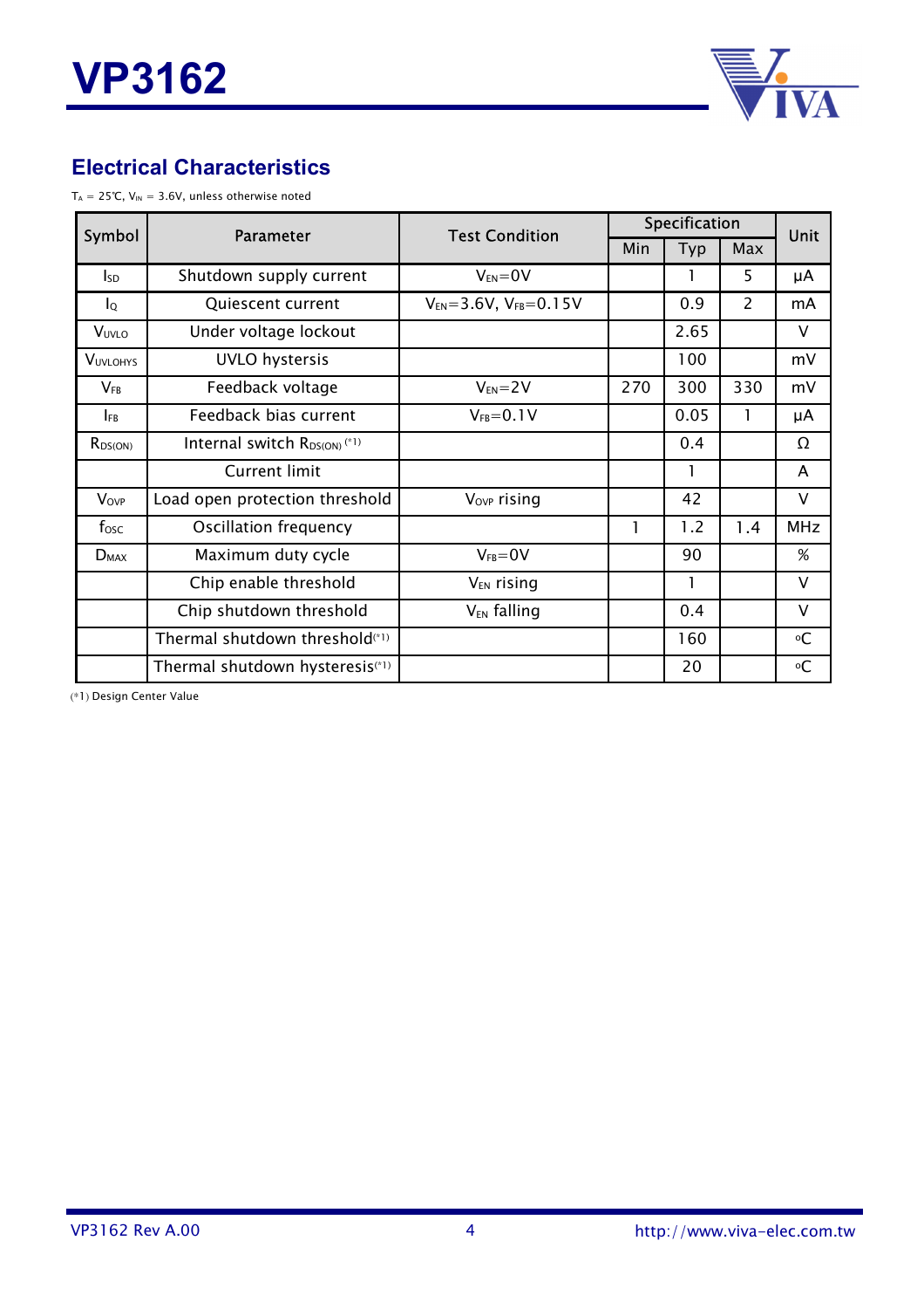## Electrical Characteristics

$T_A$ = 25℃, $V_{IN}$ = 3.6V, unless otherwise noted

| Symbol | Parameter | Test Condition | Specification | | | Unit |
|---|---|---|---|---|---|---|
| | | | Min | Typ | Max | |
| $I_{SD}$ | Shutdown supply current | $V_{EN}$=0V | | 1 | 5 | μA |
| $I_Q$ | Quiescent current | $V_{EN}$=3.6V, $V_{FB}$=0.15V | | 0.9 | 2 | mA |
| $V_{UVLO}$ | Under voltage lockout | | | 2.65 | | V |
| $V_{UVLOHYS}$ | UVLO hystersis | | | 100 | | mV |
| $V_{FB}$ | Feedback voltage | $V_{EN}$=2V | 270 | 300 | 330 | mV |
| $I_{FB}$ | Feedback bias current | $V_{FB}$=0.1V | | 0.05 | 1 | μA |
| $R_{DS(ON)}$ | Internal switch $R_{DS(ON)}$ (*1) | | | 0.4 | | Ω |
| | Current limit | | | 1 | | A |
| $V_{OVP}$ | Load open protection threshold | $V_{OVP}$ rising | | 42 | | V |
| $f_{OSC}$ | Oscillation frequency | | 1 | 1.2 | 1.4 | MHz |
| $D_{MAX}$ | Maximum duty cycle | $V_{FB}$=0V | | 90 | | % |
| | Chip enable threshold | $V_{EN}$ rising | | 1 | | V |
| | Chip shutdown threshold | $V_{EN}$ falling | | 0.4 | | V |
| | Thermal shutdown threshold(*1) | | | 160 | | ºC |
| | Thermal shutdown hysteresis(*1) | | | 20 | | ºC |

(*1) Design Center Value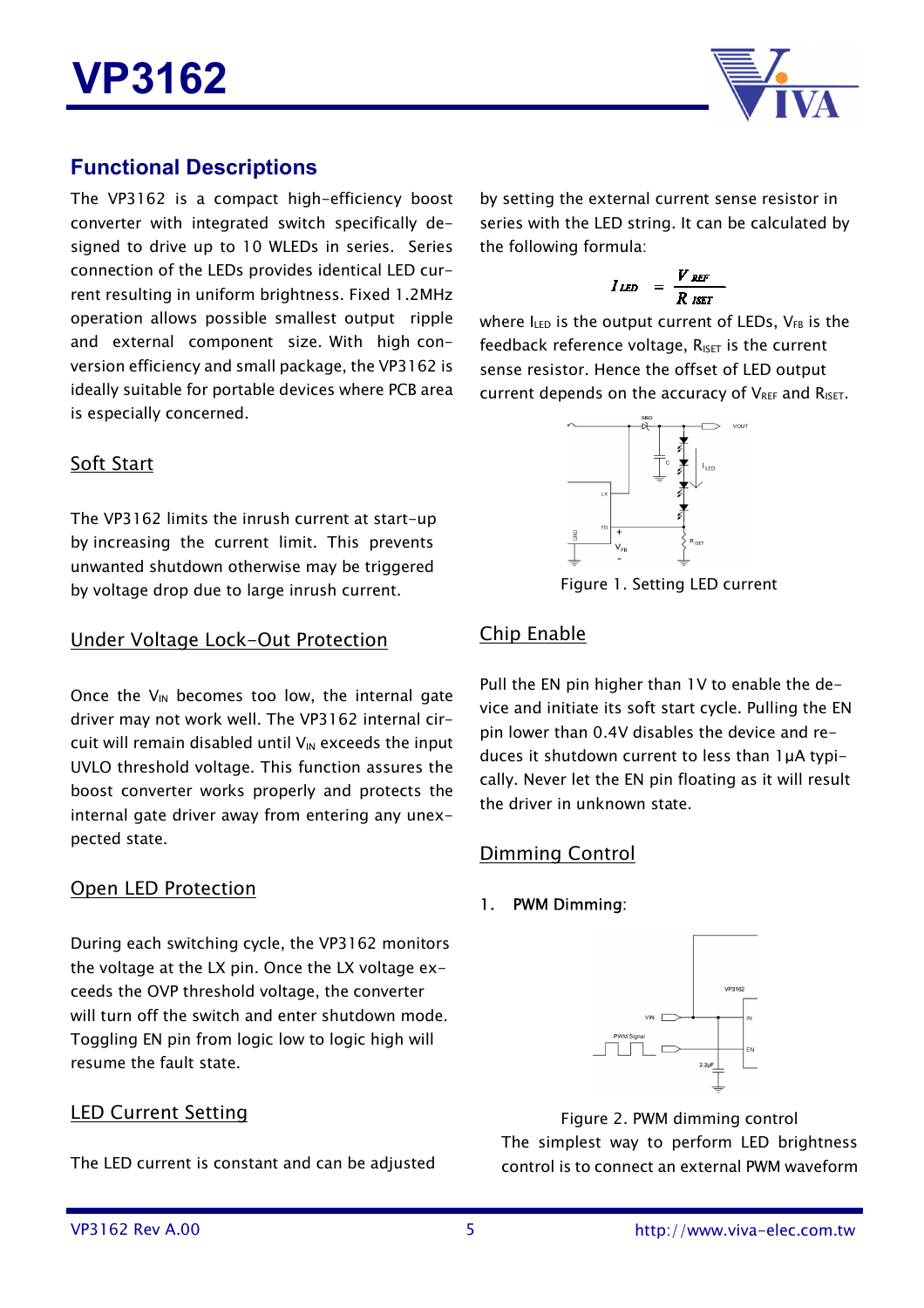## Functional Descriptions

The VP3162 is a compact high-efficiency boost converter with integrated switch specifically designed to drive up to 10 WLEDs in series. Series connection of the LEDs provides identical LED current resulting in uniform brightness. Fixed 1.2MHz operation allows possible smallest output ripple and external component size. With high conversion efficiency and small package, the VP3162 is ideally suitable for portable devices where PCB area is especially concerned.

### Soft Start

The VP3162 limits the inrush current at start-up by increasing the current limit. This prevents unwanted shutdown otherwise may be triggered by voltage drop due to large inrush current.

### Under Voltage Lock-Out Protection

Once the $V_{IN}$ becomes too low, the internal gate driver may not work well. The VP3162 internal circuit will remain disabled until $V_{IN}$ exceeds the input UVLO threshold voltage. This function assures the boost converter works properly and protects the internal gate driver away from entering any unexpected state.

### Open LED Protection

During each switching cycle, the VP3162 monitors the voltage at the LX pin. Once the LX voltage exceeds the OVP threshold voltage, the converter will turn off the switch and enter shutdown mode. Toggling EN pin from logic low to logic high will resume the fault state.

### LED Current Setting

The LED current is constant and can be adjusted by setting the external current sense resistor in series with the LED string. It can be calculated by the following formula:

$$I_{LED} = \frac{V_{REF}}{R_{ISET}}$$

where $I_{LED}$ is the output current of LEDs, $V_{FB}$ is the feedback reference voltage, $R_{ISET}$ is the current sense resistor. Hence the offset of LED output current depends on the accuracy of $V_{REF}$ and $R_{ISET}$.

Figure 1. Setting LED current

### Chip Enable

Pull the EN pin higher than 1V to enable the device and initiate its soft start cycle. Pulling the EN pin lower than 0.4V disables the device and reduces it shutdown current to less than 1µA typically. Never let the EN pin floating as it will result the driver in unknown state.

### Dimming Control

1. PWM Dimming:

Figure 2. PWM dimming control

The simplest way to perform LED brightness control is to connect an external PWM waveform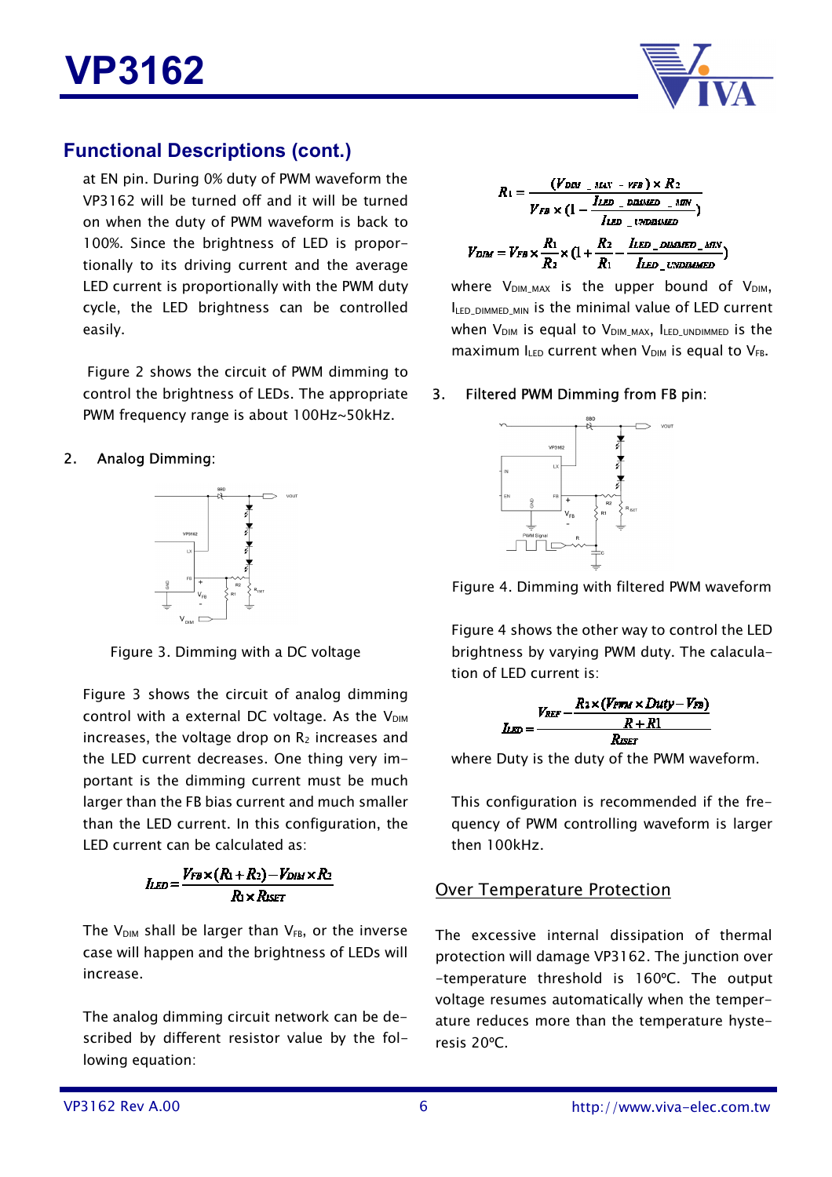## Functional Descriptions (cont.)

at EN pin. During 0% duty of PWM waveform the VP3162 will be turned off and it will be turned on when the duty of PWM waveform is back to 100%. Since the brightness of LED is proportionally to its driving current and the average LED current is proportionally with the PWM duty cycle, the LED brightness can be controlled easily.

Figure 2 shows the circuit of PWM dimming to control the brightness of LEDs. The appropriate PWM frequency range is about 100Hz~50kHz.

2. Analog Dimming:

Figure 3. Dimming with a DC voltage

Figure 3 shows the circuit of analog dimming control with a external DC voltage. As the $V_{DIM}$ increases, the voltage drop on $R_2$ increases and the LED current decreases. One thing very important is the dimming current must be much larger than the FB bias current and much smaller than the LED current. In this configuration, the LED current can be calculated as:

$$I_{LED} = \frac{V_{FB} \times (R_1 + R_2) - V_{DIM} \times R_2}{R_1 \times R_{ISET}}$$

The $V_{DIM}$ shall be larger than $V_{FB}$, or the inverse case will happen and the brightness of LEDs will increase.

The analog dimming circuit network can be described by different resistor value by the following equation:

$$R_1 = \frac{(V_{DIM\_MAX} - V_{FB}) \times R_2}{V_{FB} \times \left(1 - \frac{I_{LED\_DIMMED\_MIN}}{I_{LED\_UNDIMMED}}\right)}$$

$$V_{DIM} = V_{FB} \times \frac{R_1}{R_2} \times \left(1 + \frac{R_2}{R_1} - \frac{I_{LED\_DIMMED\_MIN}}{I_{LED\_UNDIMMED}}\right)$$

where $V_{DIM\_MAX}$ is the upper bound of $V_{DIM}$, $I_{LED\_DIMMED\_MIN}$ is the minimal value of LED current when $V_{DIM}$ is equal to $V_{DIM\_MAX}$, $I_{LED\_UNDIMMED}$ is the maximum $I_{LED}$ current when $V_{DIM}$ is equal to $V_{FB}$.

3. Filtered PWM Dimming from FB pin:

Figure 4. Dimming with filtered PWM waveform

Figure 4 shows the other way to control the LED brightness by varying PWM duty. The calaculation of LED current is:

$$I_{LED} = \frac{V_{REF} - \frac{R_2 \times (V_{PWM} \times Duty - V_{FB})}{R + R1}}{R_{ISET}}$$

where Duty is the duty of the PWM waveform.

This configuration is recommended if the frequency of PWM controlling waveform is larger then 100kHz.

## Over Temperature Protection

The excessive internal dissipation of thermal protection will damage VP3162. The junction over-temperature threshold is 160ºC. The output voltage resumes automatically when the temperature reduces more than the temperature hysteresis 20ºC.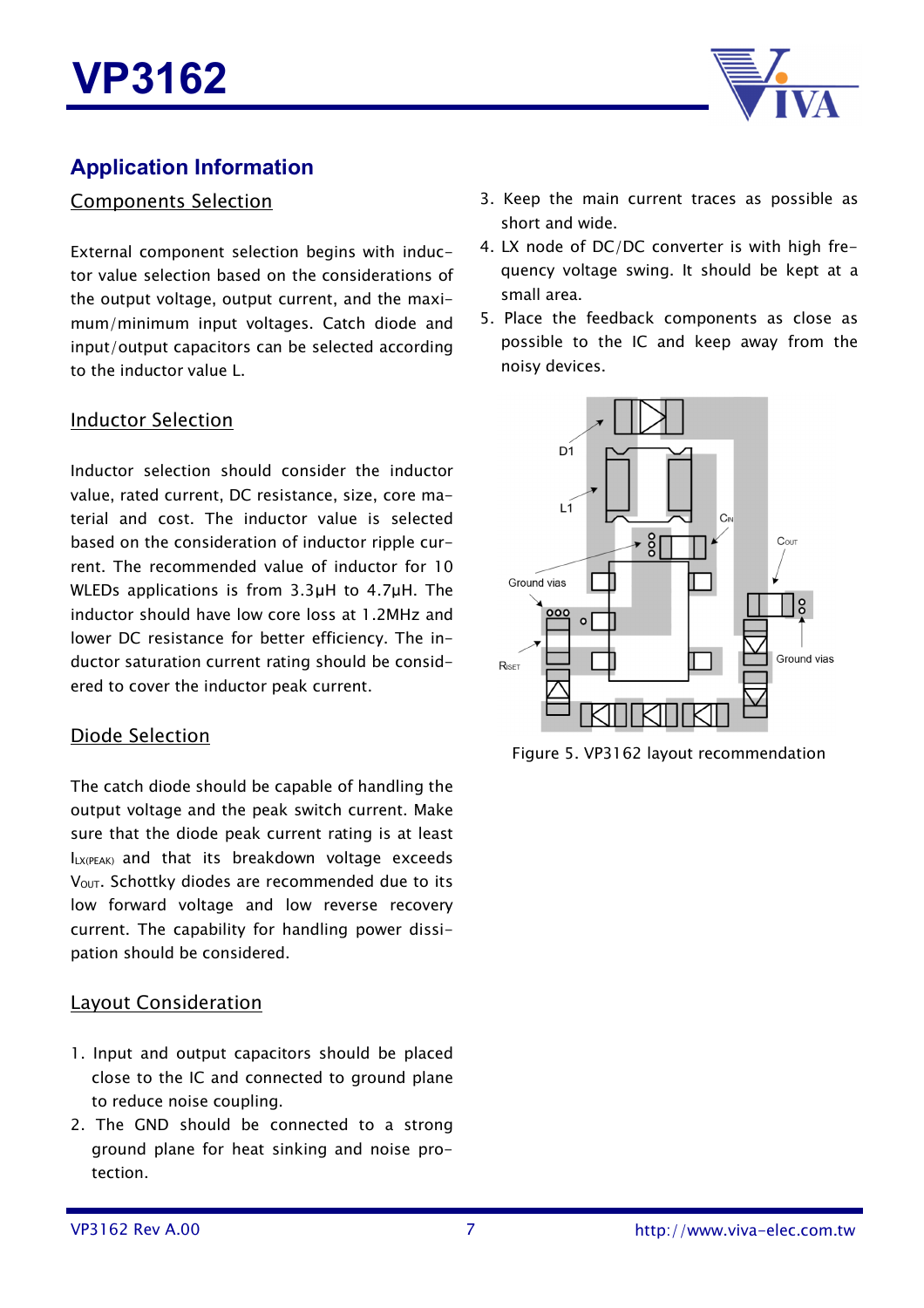## Application Information

### Components Selection

External component selection begins with inductor value selection based on the considerations of the output voltage, output current, and the maximum/minimum input voltages. Catch diode and input/output capacitors can be selected according to the inductor value L.

### Inductor Selection

Inductor selection should consider the inductor value, rated current, DC resistance, size, core material and cost. The inductor value is selected based on the consideration of inductor ripple current. The recommended value of inductor for 10 WLEDs applications is from 3.3µH to 4.7µH. The inductor should have low core loss at 1.2MHz and lower DC resistance for better efficiency. The inductor saturation current rating should be considered to cover the inductor peak current.

### Diode Selection

The catch diode should be capable of handling the output voltage and the peak switch current. Make sure that the diode peak current rating is at least $I_{LX(PEAK)}$ and that its breakdown voltage exceeds $V_{OUT}$. Schottky diodes are recommended due to its low forward voltage and low reverse recovery current. The capability for handling power dissipation should be considered.

### Layout Consideration

1. Input and output capacitors should be placed close to the IC and connected to ground plane to reduce noise coupling.
2. The GND should be connected to a strong ground plane for heat sinking and noise protection.
3. Keep the main current traces as possible as short and wide.
4. LX node of DC/DC converter is with high frequency voltage swing. It should be kept at a small area.
5. Place the feedback components as close as possible to the IC and keep away from the noisy devices.

Figure 5. VP3162 layout recommendation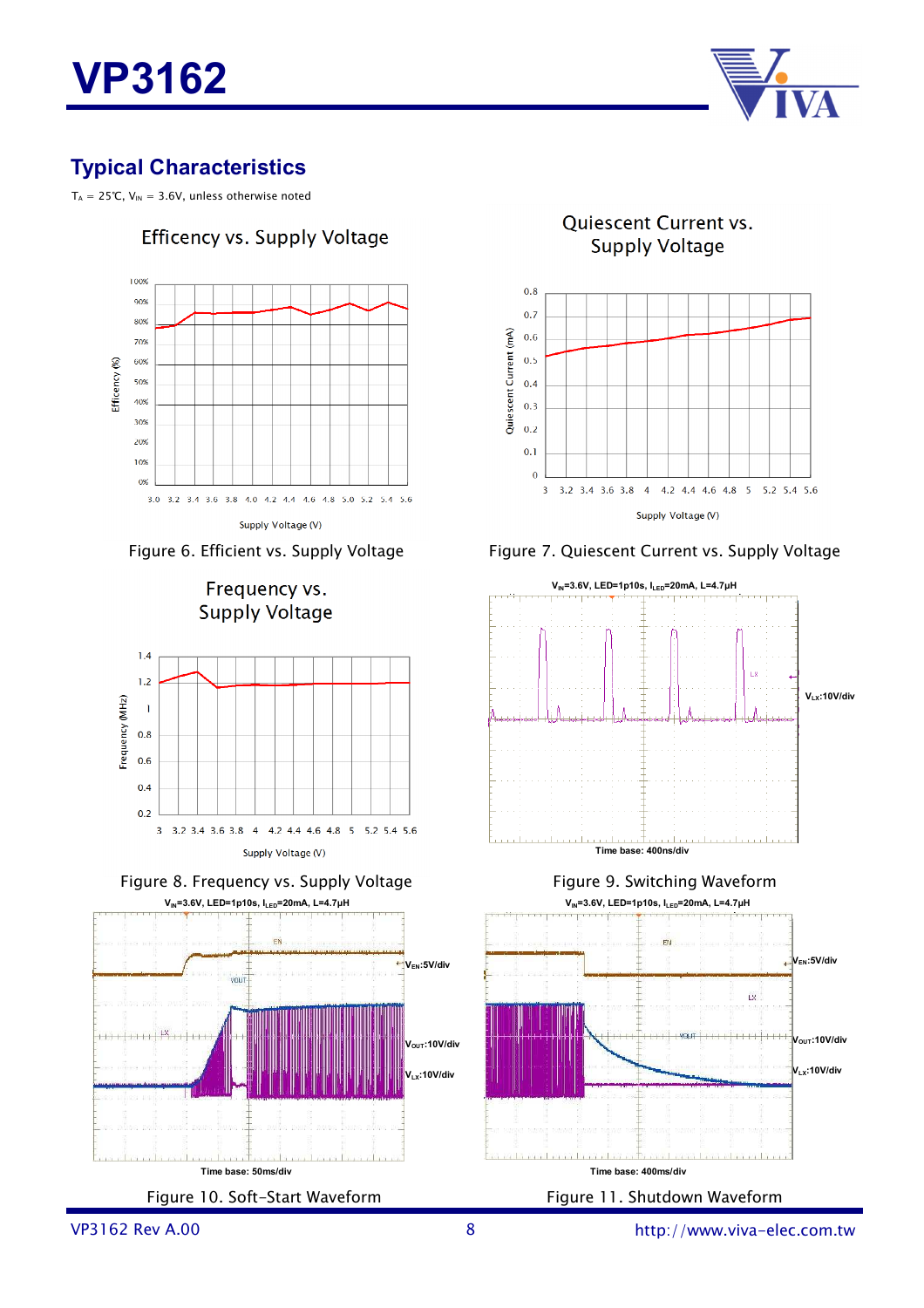## Typical Characteristics

$T_A$ = 25℃, $V_{IN}$ = 3.6V, unless otherwise noted

Efficency vs. Supply Voltage

Figure 6. Efficient vs. Supply Voltage

Quiescent Current vs. Supply Voltage

Figure 7. Quiescent Current vs. Supply Voltage

Frequency vs. Supply Voltage

Figure 8. Frequency vs. Supply Voltage

$V_{IN}$=3.6V, LED=1p10s, $I_{LED}$=20mA, L=4.7μH

Figure 9. Switching Waveform

$V_{IN}$=3.6V, LED=1p10s, $I_{LED}$=20mA, L=4.7μH

Figure 10. Soft-Start Waveform

$V_{IN}$=3.6V, LED=1p10s, $I_{LED}$=20mA, L=4.7μH

Figure 11. Shutdown Waveform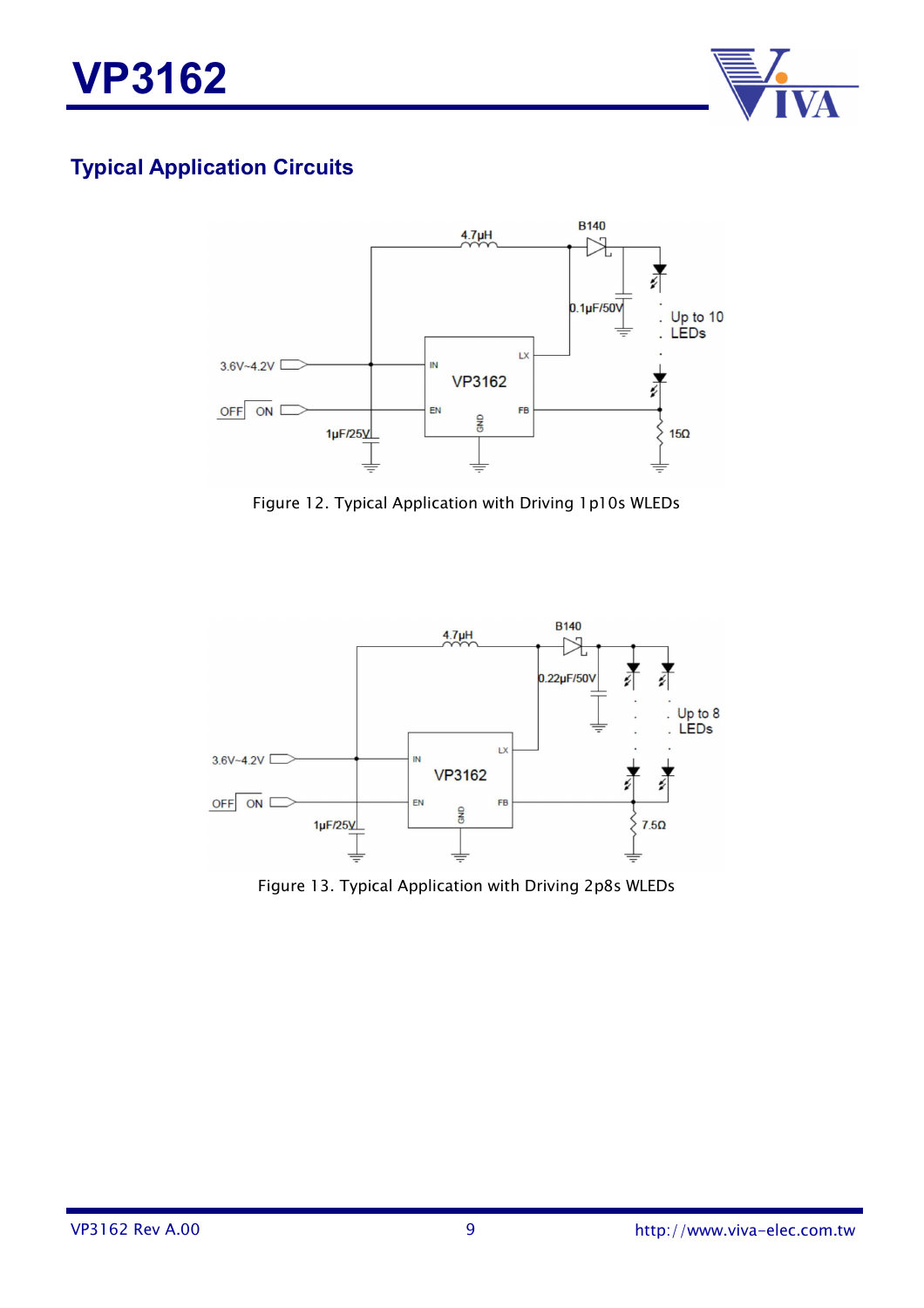## Typical Application Circuits

Figure 12. Typical Application with Driving 1p10s WLEDs

Figure 13. Typical Application with Driving 2p8s WLEDs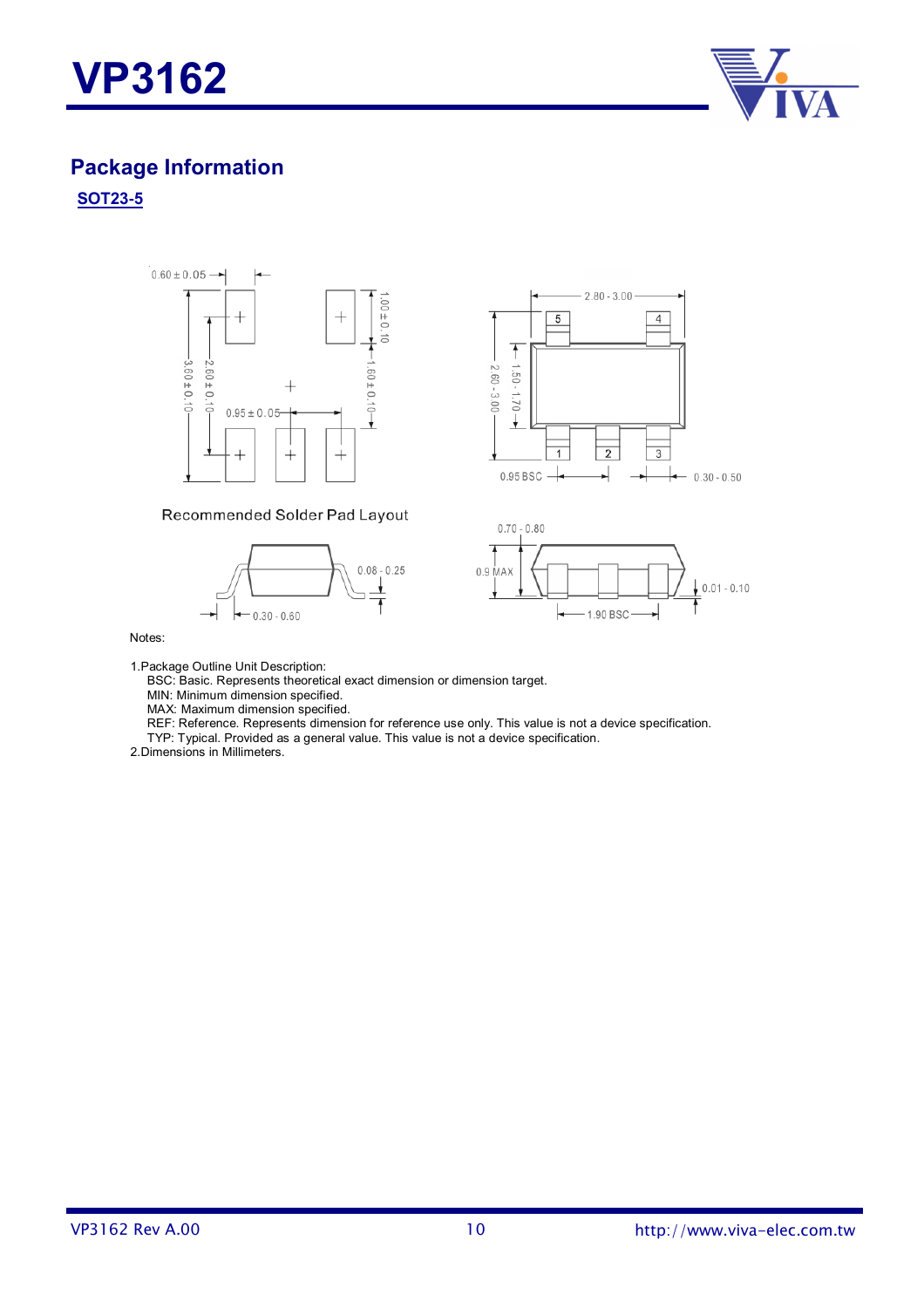## Package Information

**SOT23-5**

Recommended Solder Pad Layout

Notes:

1.Package Outline Unit Description:
BSC: Basic. Represents theoretical exact dimension or dimension target.
MIN: Minimum dimension specified.
MAX: Maximum dimension specified.
REF: Reference. Represents dimension for reference use only. This value is not a device specification.
TYP: Typical. Provided as a general value. This value is not a device specification.
2.Dimensions in Millimeters.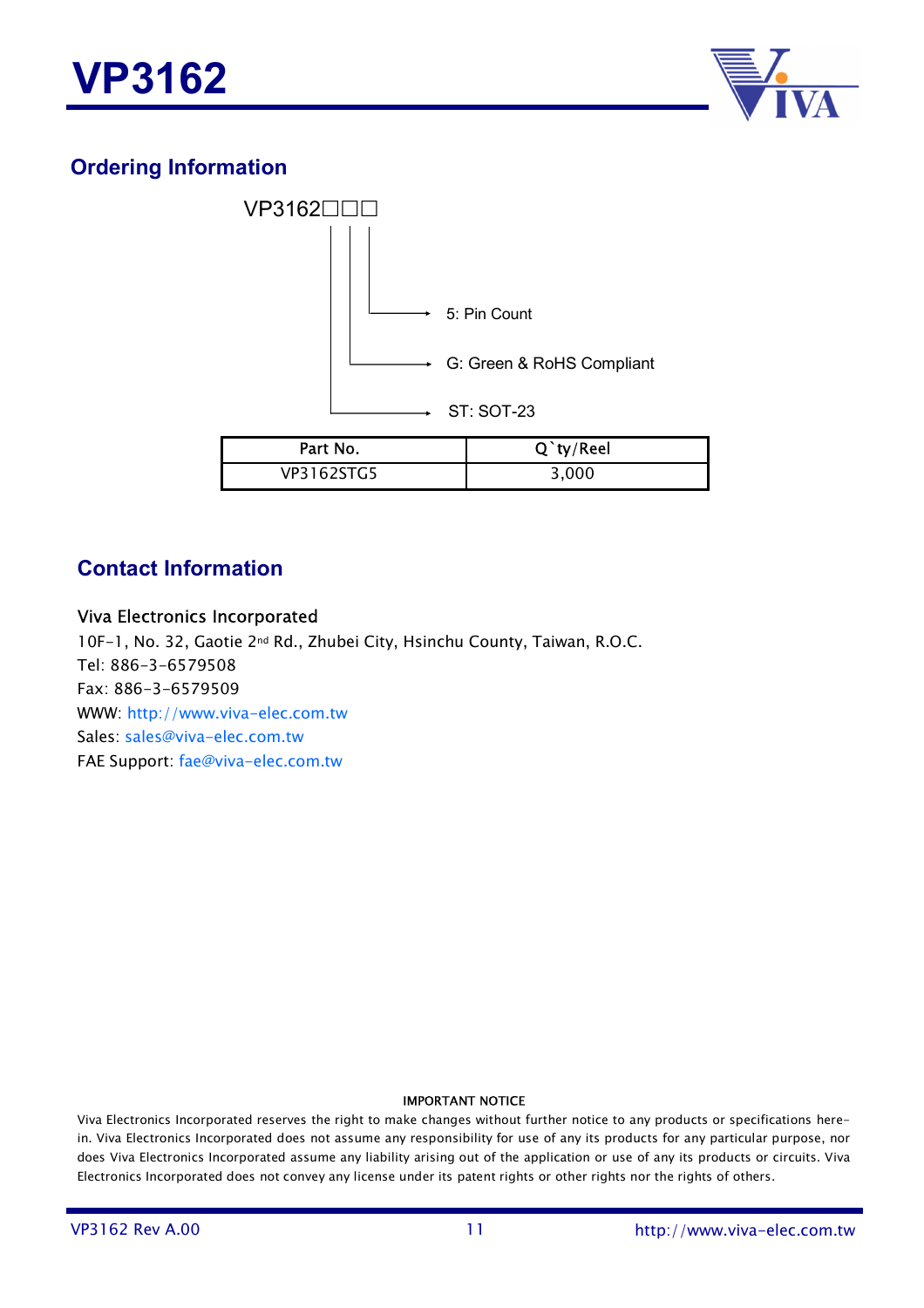## Ordering Information

VP3162□□□

- 5: Pin Count
- G: Green & RoHS Compliant
- ST: SOT-23

| Part No. | Q`ty/Reel |
|---|---|
| VP3162STG5 | 3,000 |

## Contact Information

Viva Electronics Incorporated

10F-1, No. 32, Gaotie 2nd Rd., Zhubei City, Hsinchu County, Taiwan, R.O.C.

Tel: 886-3-6579508

Fax: 886-3-6579509

WWW: http://www.viva-elec.com.tw

Sales: sales@viva-elec.com.tw

FAE Support: fae@viva-elec.com.tw

IMPORTANT NOTICE

Viva Electronics Incorporated reserves the right to make changes without further notice to any products or specifications herein. Viva Electronics Incorporated does not assume any responsibility for use of any its products for any particular purpose, nor does Viva Electronics Incorporated assume any liability arising out of the application or use of any its products or circuits. Viva Electronics Incorporated does not convey any license under its patent rights or other rights nor the rights of others.